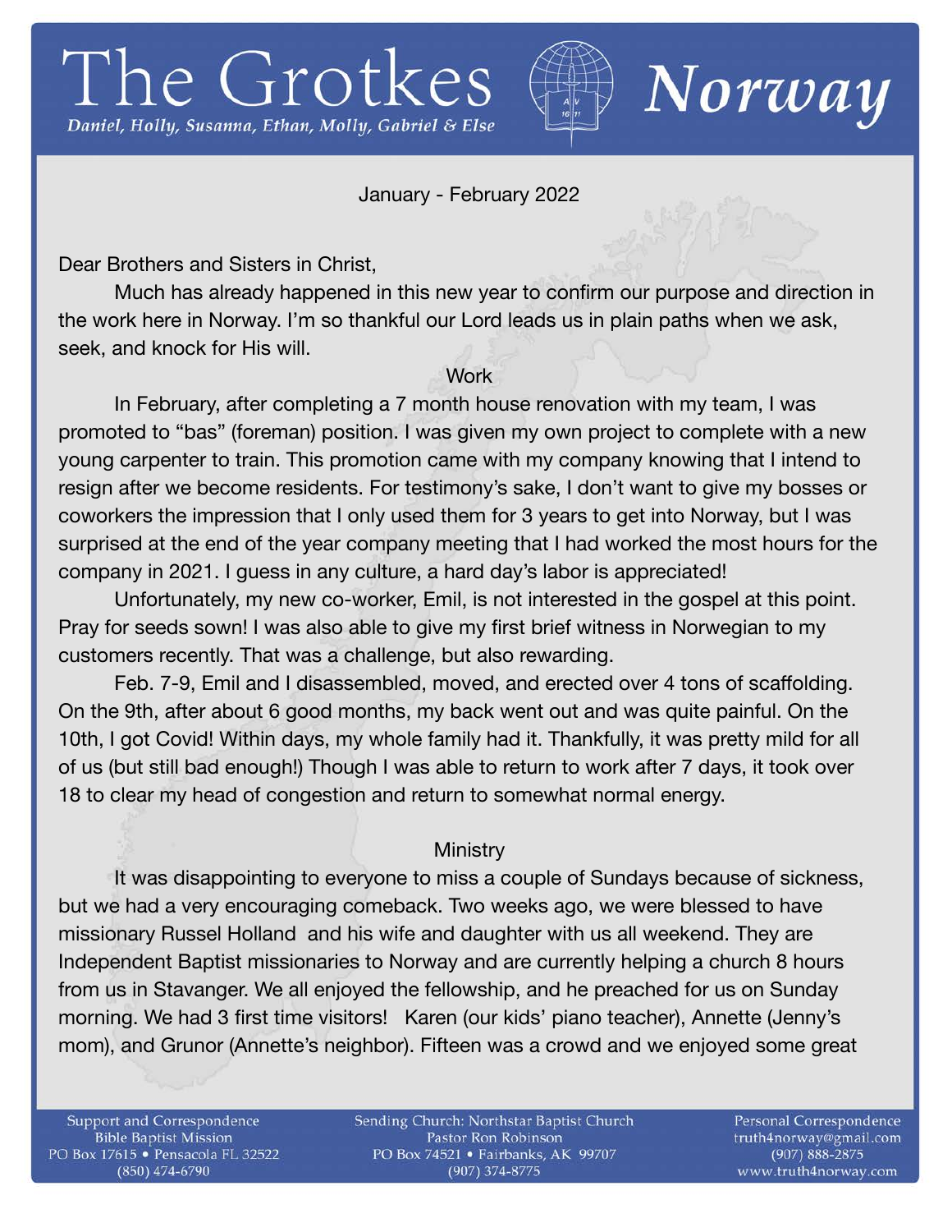# The Grotkes

*Daniel, Holly, Susanna, Ethan, Molly, Gabriel & Else*

# *Norway*

January - February 2022

Dear Brothers and Sisters in Christ,

Much has already happened in this new year to confirm our purpose and direction in the work here in Norway. I'm so thankful our Lord leads us in plain paths when we ask, seek, and knock for His will.

## Work

In February, after completing a 7 month house renovation with my team, I was promoted to "bas" (foreman) position. I was given my own project to complete with a new young carpenter to train. This promotion came with my company knowing that I intend to resign after we become residents. For testimony's sake, I don't want to give my bosses or coworkers the impression that I only used them for 3 years to get into Norway, but I was surprised at the end of the year company meeting that I had worked the most hours for the company in 2021. I guess in any culture, a hard day's labor is appreciated!

Unfortunately, my new co-worker, Emil, is not interested in the gospel at this point. Pray for seeds sown! I was also able to give my first brief witness in Norwegian to my customers recently. That was a challenge, but also rewarding.

Feb. 7-9, Emil and I disassembled, moved, and erected over 4 tons of scaffolding. On the 9th, after about 6 good months, my back went out and was quite painful. On the 10th, I got Covid! Within days, my whole family had it. Thankfully, it was pretty mild for all of us (but still bad enough!) Though I was able to return to work after 7 days, it took over 18 to clear my head of congestion and return to somewhat normal energy.

## Ministry

It was disappointing to everyone to miss a couple of Sundays because of sickness, but we had a very encouraging comeback. Two weeks ago, we were blessed to have missionary Russel Holland and his wife and daughter with us all weekend. They are Independent Baptist missionaries to Norway and are currently helping a church 8 hours from us in Stavanger. We all enjoyed the fellowship, and he preached for us on Sunday morning. We had 3 first time visitors! Karen (our kids' piano teacher), Annette (Jenny's mom), and Grunor (Annette's neighbor). Fifteen was a crowd and we enjoyed some great

Support and Correspondence
Bible Baptist Mission
PO Box 17615 • Pensacola FL 32522
(850) 474-6790

Sending Church: Northstar Baptist Church
Pastor Ron Robinson
PO Box 74521 • Fairbanks, AK 99707
(907) 374-8775

Personal Correspondence
truth4norway@gmail.com
(907) 888-2875
www.truth4norway.com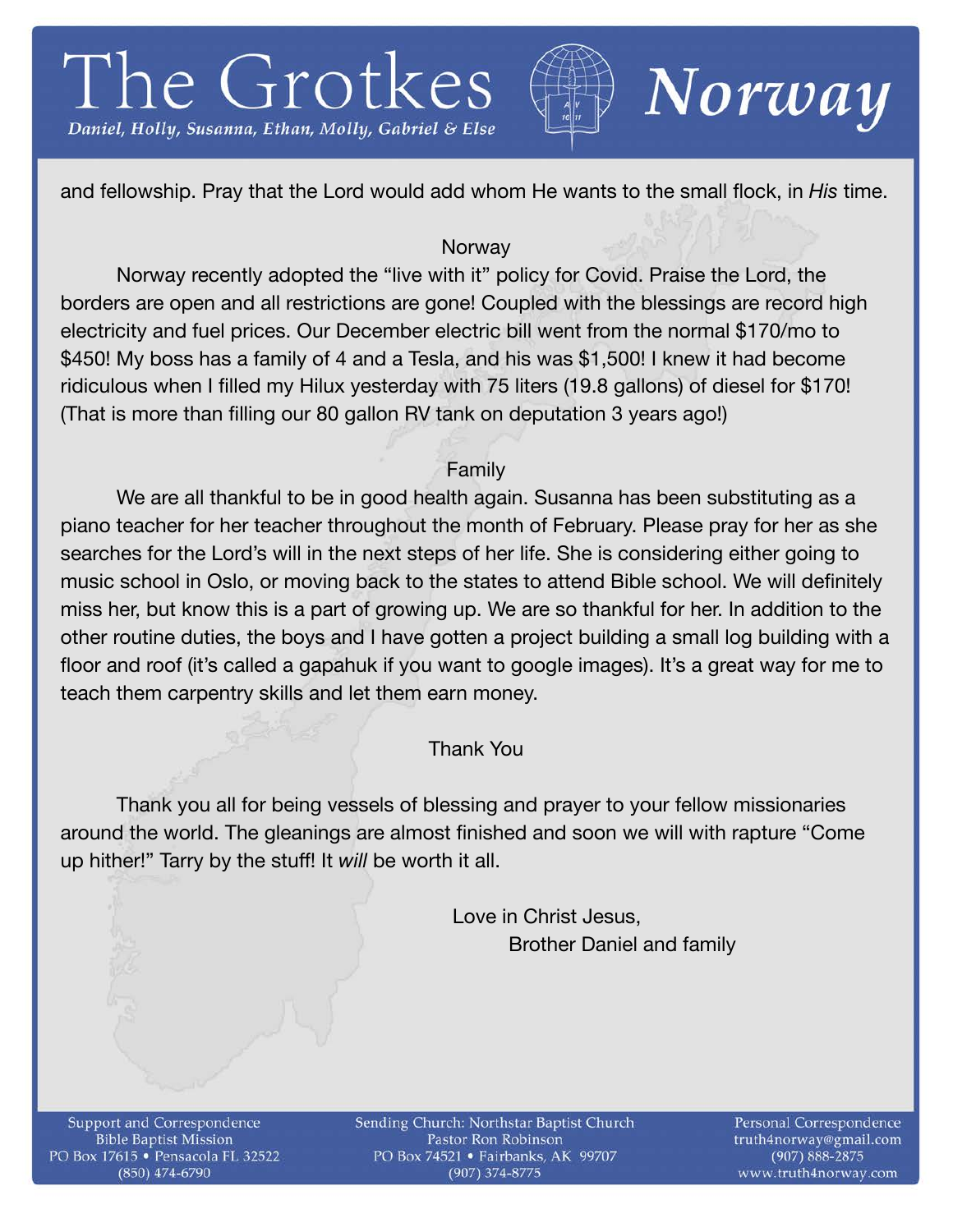and fellowship. Pray that the Lord would add whom He wants to the small flock, in *His* time.

## Norway

Norway recently adopted the "live with it" policy for Covid. Praise the Lord, the borders are open and all restrictions are gone! Coupled with the blessings are record high electricity and fuel prices. Our December electric bill went from the normal $170/mo to $450! My boss has a family of 4 and a Tesla, and his was $1,500! I knew it had become ridiculous when I filled my Hilux yesterday with 75 liters (19.8 gallons) of diesel for $170! (That is more than filling our 80 gallon RV tank on deputation 3 years ago!)

## Family

We are all thankful to be in good health again. Susanna has been substituting as a piano teacher for her teacher throughout the month of February. Please pray for her as she searches for the Lord's will in the next steps of her life. She is considering either going to music school in Oslo, or moving back to the states to attend Bible school. We will definitely miss her, but know this is a part of growing up. We are so thankful for her. In addition to the other routine duties, the boys and I have gotten a project building a small log building with a floor and roof (it's called a gapahuk if you want to google images). It's a great way for me to teach them carpentry skills and let them earn money.

## Thank You

Thank you all for being vessels of blessing and prayer to your fellow missionaries around the world. The gleanings are almost finished and soon we will with rapture "Come up hither!" Tarry by the stuff! It *will* be worth it all.

Love in Christ Jesus,
Brother Daniel and family